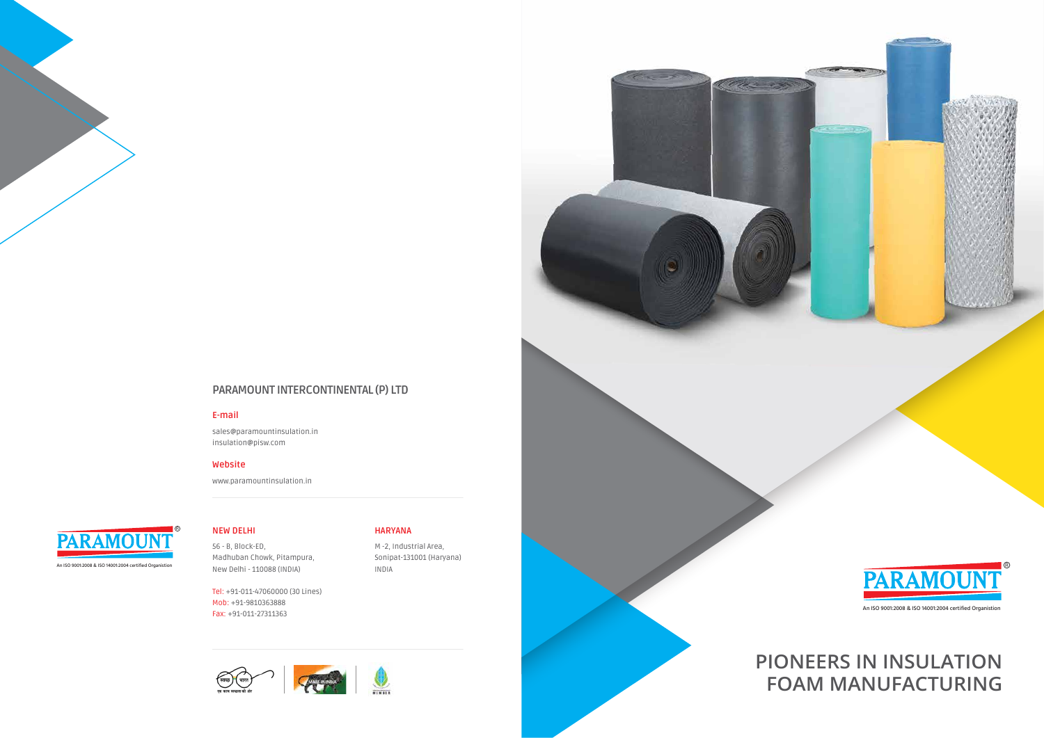PARAMOUNT®

An ISO 9001:2008 & ISO 14001:2004 certified Organistion

## PARAMOUNT INTERCONTINENTAL (P) LTD

**E-mail**

sales@paramountinsulation.in
insulation@pisw.com

**Website**

www.paramountinsulation.in

**NEW DELHI**

56 - B, Block-ED,
Madhuban Chowk, Pitampura,
New Delhi - 110088 (INDIA)

Tel: +91-011-47060000 (30 Lines)
Mob: +91-9810363888
Fax: +91-011-27311363

**HARYANA**

M -2, Industrial Area,
Sonipat-131001 (Haryana)
INDIA

स्वच्छ भारत
एक कदम स्वच्छता की ओर

MAKE IN INDIA

MEMBER

PARAMOUNT®

An ISO 9001:2008 & ISO 14001:2004 certified Organistion

# PIONEERS IN INSULATION FOAM MANUFACTURING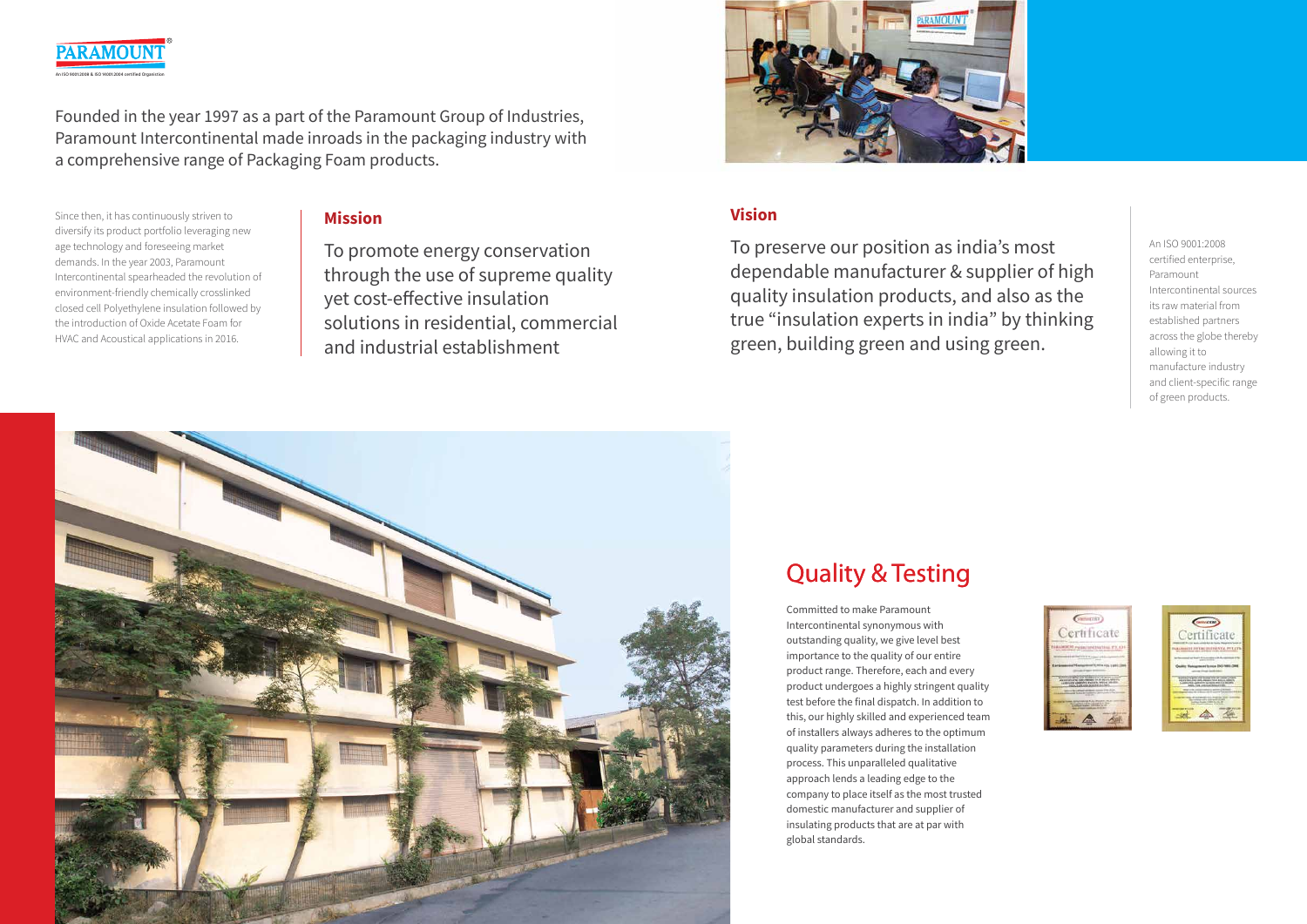Founded in the year 1997 as a part of the Paramount Group of Industries, Paramount Intercontinental made inroads in the packaging industry with a comprehensive range of Packaging Foam products.

Since then, it has continuously striven to diversify its product portfolio leveraging new age technology and foreseeing market demands. In the year 2003, Paramount Intercontinental spearheaded the revolution of environment-friendly chemically crosslinked closed cell Polyethylene insulation followed by the introduction of Oxide Acetate Foam for HVAC and Acoustical applications in 2016.

## Mission

To promote energy conservation through the use of supreme quality yet cost-effective insulation solutions in residential, commercial and industrial establishment

## Vision

To preserve our position as india's most dependable manufacturer & supplier of high quality insulation products, and also as the true "insulation experts in india" by thinking green, building green and using green.

An ISO 9001:2008 certified enterprise, Paramount Intercontinental sources its raw material from established partners across the globe thereby allowing it to manufacture industry and client-specific range of green products.

# Quality & Testing

Committed to make Paramount Intercontinental synonymous with outstanding quality, we give level best importance to the quality of our entire product range. Therefore, each and every product undergoes a highly stringent quality test before the final dispatch. In addition to this, our highly skilled and experienced team of installers always adheres to the optimum quality parameters during the installation process. This unparalleled qualitative approach lends a leading edge to the company to place itself as the most trusted domestic manufacturer and supplier of insulating products that are at par with global standards.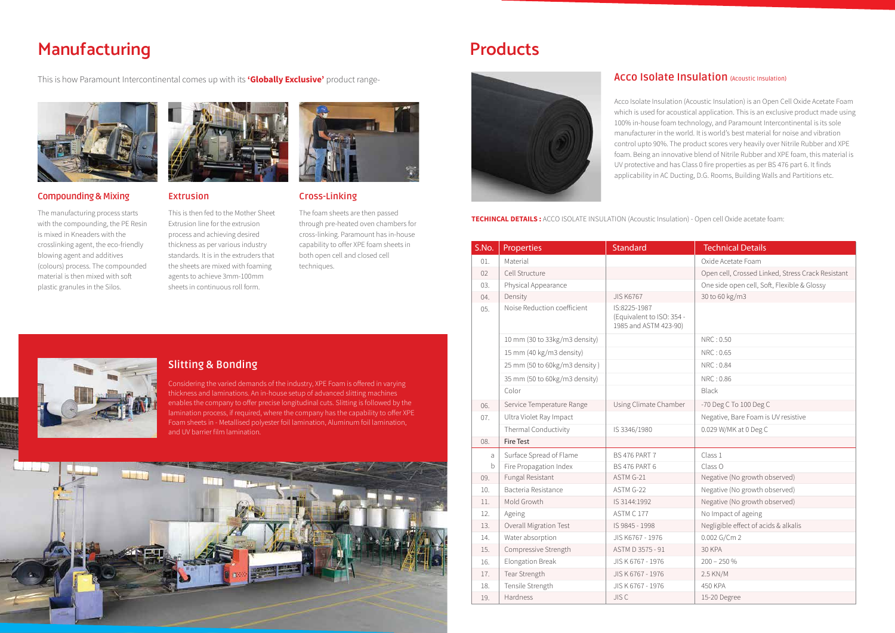# Manufacturing

This is how Paramount Intercontinental comes up with its **'Globally Exclusive'** product range-

### Compounding & Mixing

The manufacturing process starts with the compounding, the PE Resin is mixed in Kneaders with the crosslinking agent, the eco-friendly blowing agent and additives (colours) process. The compounded material is then mixed with soft plastic granules in the Silos.

### Extrusion

This is then fed to the Mother Sheet Extrusion line for the extrusion process and achieving desired thickness as per various industry standards. It is in the extruders that the sheets are mixed with foaming agents to achieve 3mm-100mm sheets in continuous roll form.

### Cross-Linking

The foam sheets are then passed through pre-heated oven chambers for cross-linking. Paramount has in-house capability to offer XPE foam sheets in both open cell and closed cell techniques.

### Slitting & Bonding

Considering the varied demands of the industry, XPE Foam is offered in varying thickness and laminations. An in-house setup of advanced slitting machines enables the company to offer precise longitudinal cuts. Slitting is followed by the lamination process, if required, where the company has the capability to offer XPE Foam sheets in - Metallised polyester foil lamination, Aluminum foil lamination, and UV barrier film lamination.

# Products

## Acco Isolate Insulation (Acoustic Insulation)

Acco Isolate Insulation (Acoustic Insulation) is an Open Cell Oxide Acetate Foam which is used for acoustical application. This is an exclusive product made using 100% in-house foam technology, and Paramount Intercontinental is its sole manufacturer in the world. It is world's best material for noise and vibration control upto 90%. The product scores very heavily over Nitrile Rubber and XPE foam. Being an innovative blend of Nitrile Rubber and XPE foam, this material is UV protective and has Class 0 fire properties as per BS 476 part 6. It finds applicability in AC Ducting, D.G. Rooms, Building Walls and Partitions etc.

**TECHINCAL DETAILS :** ACCO ISOLATE INSULATION (Acoustic Insulation) - Open cell Oxide acetate foam:

| S.No. | Properties | Standard | Technical Details |
|---|---|---|---|
| 01. | Material | | Oxide Acetate Foam |
| 02 | Cell Structure | | Open cell, Crossed Linked, Stress Crack Resistant |
| 03. | Physical Appearance | | One side open cell, Soft, Flexible & Glossy |
| 04. | Density | JIS K6767 | 30 to 60 kg/m3 |
| 05. | Noise Reduction coefficient | IS:8225-1987 (Equivalent to ISO: 354 - 1985 and ASTM 423-90) | |
| | 10 mm (30 to 33kg/m3 density) | | NRC : 0.50 |
| | 15 mm (40 kg/m3 density) | | NRC : 0.65 |
| | 25 mm (50 to 60kg/m3 density ) | | NRC : 0.84 |
| | 35 mm (50 to 60kg/m3 density) | | NRC : 0.86 |
| | Color | | Black |
| 06. | Service Temperature Range | Using Climate Chamber | -70 Deg C To 100 Deg C |
| 07. | Ultra Violet Ray Impact | | Negative, Bare Foam is UV resistive |
| | Thermal Conductivity | IS 3346/1980 | 0.029 W/MK at 0 Deg C |
| 08. | Fire Test | | |
| a | Surface Spread of Flame | BS 476 PART 7 | Class 1 |
| b | Fire Propagation Index | BS 476 PART 6 | Class O |
| 09. | Fungal Resistant | ASTM G-21 | Negative (No growth observed) |
| 10. | Bacteria Resistance | ASTM G-22 | Negative (No growth observed) |
| 11. | Mold Growth | IS 3144:1992 | Negative (No growth observed) |
| 12. | Ageing | ASTM C 177 | No Impact of ageing |
| 13. | Overall Migration Test | IS 9845 - 1998 | Negligible effect of acids & alkalis |
| 14. | Water absorption | JIS K6767 - 1976 | 0.002 G/Cm 2 |
| 15. | Compressive Strength | ASTM D 3575 - 91 | 30 KPA |
| 16. | Elongation Break | JIS K 6767 - 1976 | 200 – 250 % |
| 17. | Tear Strength | JIS K 6767 - 1976 | 2.5 KN/M |
| 18. | Tensile Strength | JIS K 6767 - 1976 | 450 KPA |
| 19. | Hardness | JIS C | 15-20 Degree |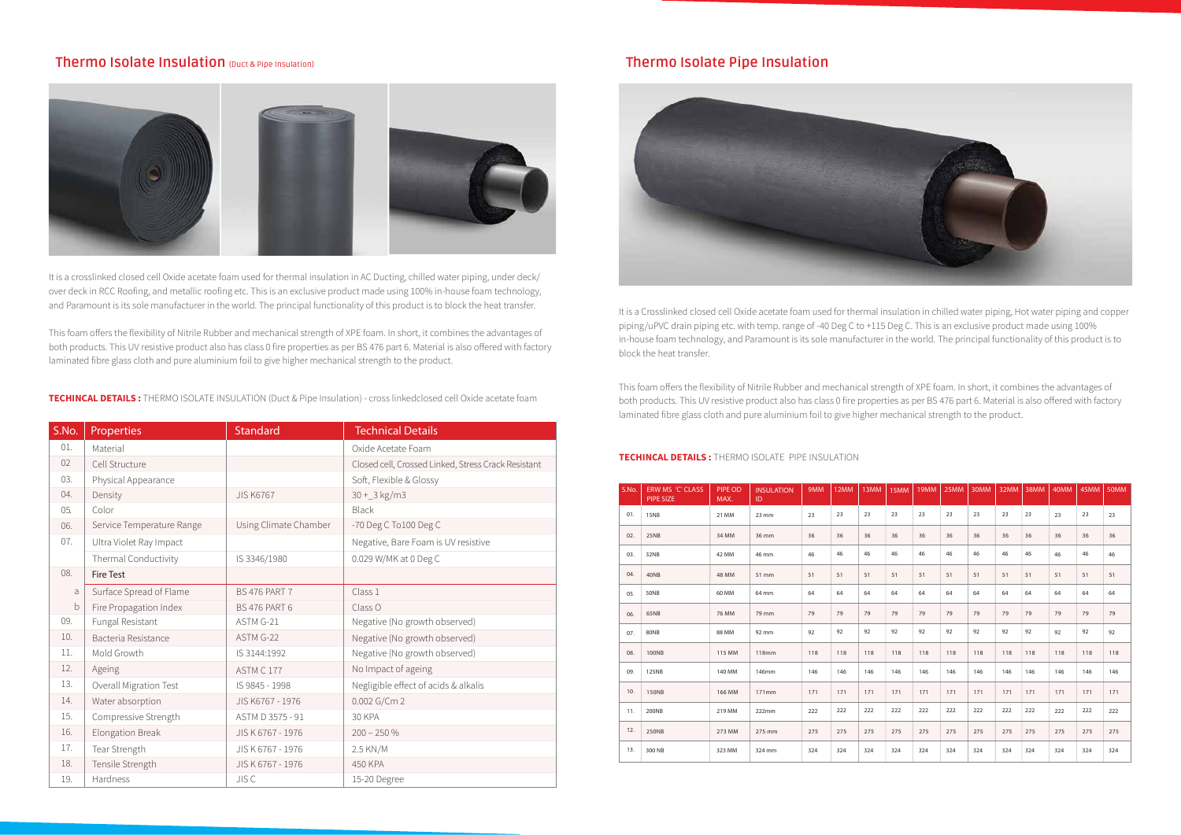## Thermo Isolate Insulation (Duct & Pipe Insulation)

It is a crosslinked closed cell Oxide acetate foam used for thermal insulation in AC Ducting, chilled water piping, under deck/ over deck in RCC Roofing, and metallic roofing etc. This is an exclusive product made using 100% in-house foam technology, and Paramount is its sole manufacturer in the world. The principal functionality of this product is to block the heat transfer.

This foam offers the flexibility of Nitrile Rubber and mechanical strength of XPE foam. In short, it combines the advantages of both products. This UV resistive product also has class 0 fire properties as per BS 476 part 6. Material is also offered with factory laminated fibre glass cloth and pure aluminium foil to give higher mechanical strength to the product.

**TECHINCAL DETAILS :** THERMO ISOLATE INSULATION (Duct & Pipe Insulation) - cross linkedclosed cell Oxide acetate foam

| S.No. | Properties | Standard | Technical Details |
|---|---|---|---|
| 01. | Material | | Oxide Acetate Foam |
| 02 | Cell Structure | | Closed cell, Crossed Linked, Stress Crack Resistant |
| 03. | Physical Appearance | | Soft, Flexible & Glossy |
| 04. | Density | JIS K6767 | 30 +_3 kg/m3 |
| 05. | Color | | Black |
| 06. | Service Temperature Range | Using Climate Chamber | -70 Deg C To100 Deg C |
| 07. | Ultra Violet Ray Impact | | Negative, Bare Foam is UV resistive |
| | Thermal Conductivity | IS 3346/1980 | 0.029 W/MK at 0 Deg C |
| 08. | Fire Test | | |
| a | Surface Spread of Flame | BS 476 PART 7 | Class 1 |
| b | Fire Propagation Index | BS 476 PART 6 | Class O |
| 09. | Fungal Resistant | ASTM G-21 | Negative (No growth observed) |
| 10. | Bacteria Resistance | ASTM G-22 | Negative (No growth observed) |
| 11. | Mold Growth | IS 3144:1992 | Negative (No growth observed) |
| 12. | Ageing | ASTM C 177 | No Impact of ageing |
| 13. | Overall Migration Test | IS 9845 - 1998 | Negligible effect of acids & alkalis |
| 14. | Water absorption | JIS K6767 - 1976 | 0.002 G/Cm 2 |
| 15. | Compressive Strength | ASTM D 3575 - 91 | 30 KPA |
| 16. | Elongation Break | JIS K 6767 - 1976 | 200 – 250 % |
| 17. | Tear Strength | JIS K 6767 - 1976 | 2.5 KN/M |
| 18. | Tensile Strength | JIS K 6767 - 1976 | 450 KPA |
| 19. | Hardness | JIS C | 15-20 Degree |

## Thermo Isolate Pipe Insulation

It is a Crosslinked closed cell Oxide acetate foam used for thermal insulation in chilled water piping, Hot water piping and copper piping/uPVC drain piping etc. with temp. range of -40 Deg C to +115 Deg C. This is an exclusive product made using 100% in-house foam technology, and Paramount is its sole manufacturer in the world. The principal functionality of this product is to block the heat transfer.

This foam offers the flexibility of Nitrile Rubber and mechanical strength of XPE foam. In short, it combines the advantages of both products. This UV resistive product also has class 0 fire properties as per BS 476 part 6. Material is also offered with factory laminated fibre glass cloth and pure aluminium foil to give higher mechanical strength to the product.

**TECHINCAL DETAILS :** THERMO ISOLATE PIPE INSULATION

| S.No. | ERW MS 'C' CLASS PIPE SIZE | PIPE OD MAX. | INSULATION ID | 9MM | 12MM | 13MM | 15MM | 19MM | 25MM | 30MM | 32MM | 38MM | 40MM | 45MM | 50MM |
|---|---|---|---|---|---|---|---|---|---|---|---|---|---|---|---|
| 01. | 15NB | 21 MM | 23 mm | 23 | 23 | 23 | 23 | 23 | 23 | 23 | 23 | 23 | 23 | 23 | 23 |
| 02. | 25NB | 34 MM | 36 mm | 36 | 36 | 36 | 36 | 36 | 36 | 36 | 36 | 36 | 36 | 36 | 36 |
| 03. | 32NB | 42 MM | 46 mm | 46 | 46 | 46 | 46 | 46 | 46 | 46 | 46 | 46 | 46 | 46 | 46 |
| 04. | 40NB | 48 MM | 51 mm | 51 | 51 | 51 | 51 | 51 | 51 | 51 | 51 | 51 | 51 | 51 | 51 |
| 05. | 50NB | 60 MM | 64 mm | 64 | 64 | 64 | 64 | 64 | 64 | 64 | 64 | 64 | 64 | 64 | 64 |
| 06. | 65NB | 76 MM | 79 mm | 79 | 79 | 79 | 79 | 79 | 79 | 79 | 79 | 79 | 79 | 79 | 79 |
| 07. | 80NB | 88 MM | 92 mm | 92 | 92 | 92 | 92 | 92 | 92 | 92 | 92 | 92 | 92 | 92 | 92 |
| 08. | 100NB | 115 MM | 118mm | 118 | 118 | 118 | 118 | 118 | 118 | 118 | 118 | 118 | 118 | 118 | 118 |
| 09. | 125NB | 140 MM | 146mm | 146 | 146 | 146 | 146 | 146 | 146 | 146 | 146 | 146 | 146 | 146 | 146 |
| 10. | 150NB | 166 MM | 171mm | 171 | 171 | 171 | 171 | 171 | 171 | 171 | 171 | 171 | 171 | 171 | 171 |
| 11. | 200NB | 219 MM | 222mm | 222 | 222 | 222 | 222 | 222 | 222 | 222 | 222 | 222 | 222 | 222 | 222 |
| 12. | 250NB | 273 MM | 275 mm | 275 | 275 | 275 | 275 | 275 | 275 | 275 | 275 | 275 | 275 | 275 | 275 |
| 13. | 300 NB | 323 MM | 324 mm | 324 | 324 | 324 | 324 | 324 | 324 | 324 | 324 | 324 | 324 | 324 | 324 |